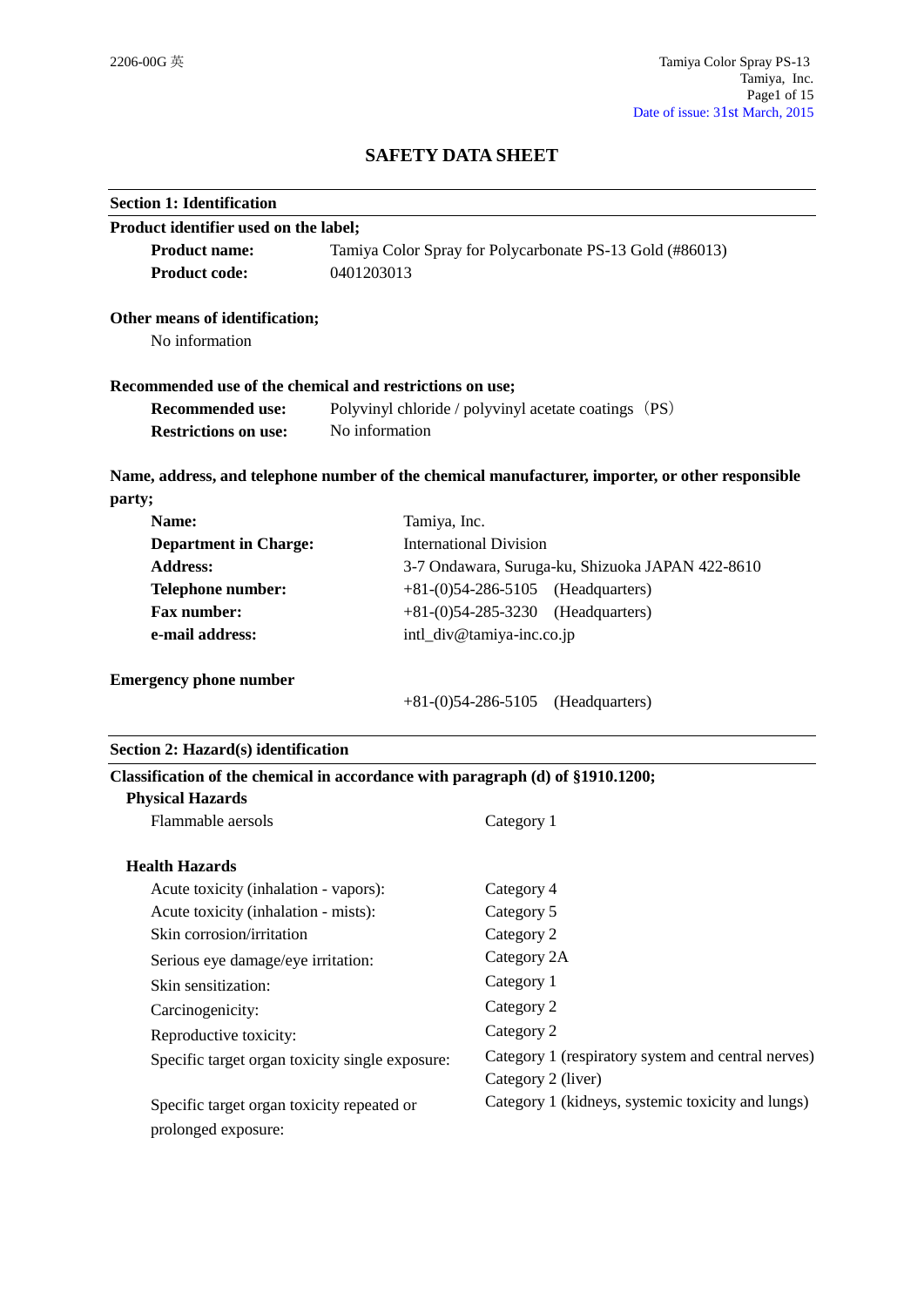# SAFETY DATA SHEET

## Section 1: Identification

**Product identifier used on the label;**

| | |
|---|---|
| **Product name:** | Tamiya Color Spray for Polycarbonate PS-13 Gold (#86013) |
| **Product code:** | 0401203013 |

**Other means of identification;**

No information

**Recommended use of the chemical and restrictions on use;**

| | |
|---|---|
| **Recommended use:** | Polyvinyl chloride / polyvinyl acetate coatings（PS） |
| **Restrictions on use:** | No information |

**Name, address, and telephone number of the chemical manufacturer, importer, or other responsible party;**

| | |
|---|---|
| **Name:** | Tamiya, Inc. |
| **Department in Charge:** | International Division |
| **Address:** | 3-7 Ondawara, Suruga-ku, Shizuoka JAPAN 422-8610 |
| **Telephone number:** | +81-(0)54-286-5105 (Headquarters) |
| **Fax number:** | +81-(0)54-285-3230 (Headquarters) |
| **e-mail address:** | intl_div@tamiya-inc.co.jp |

**Emergency phone number**

+81-(0)54-286-5105 (Headquarters)

## Section 2: Hazard(s) identification

**Classification of the chemical in accordance with paragraph (d) of §1910.1200;**

**Physical Hazards**

| | |
|---|---|
| Flammable aerosols | Category 1 |

**Health Hazards**

| | |
|---|---|
| Acute toxicity (inhalation - vapors): | Category 4 |
| Acute toxicity (inhalation - mists): | Category 5 |
| Skin corrosion/irritation | Category 2 |
| Serious eye damage/eye irritation: | Category 2A |
| Skin sensitization: | Category 1 |
| Carcinogenicity: | Category 2 |
| Reproductive toxicity: | Category 2 |
| Specific target organ toxicity single exposure: | Category 1 (respiratory system and central nerves)<br>Category 2 (liver) |
| Specific target organ toxicity repeated or prolonged exposure: | Category 1 (kidneys, systemic toxicity and lungs) |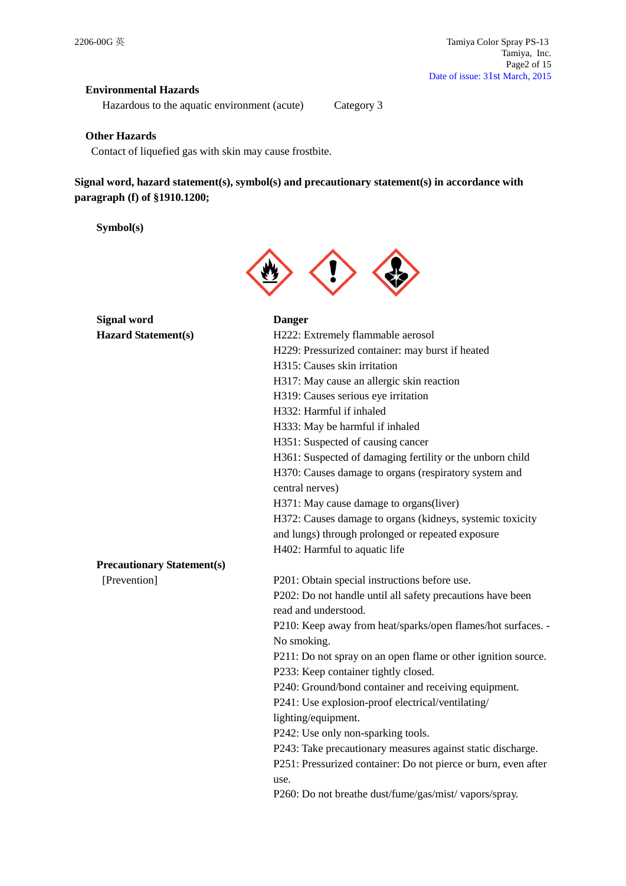**Environmental Hazards**

Hazardous to the aquatic environment (acute) Category 3

**Other Hazards**

Contact of liquefied gas with skin may cause frostbite.

**Signal word, hazard statement(s), symbol(s) and precautionary statement(s) in accordance with paragraph (f) of §1910.1200;**

**Symbol(s)**

**Signal word** **Danger**

**Hazard Statement(s)**

H222: Extremely flammable aerosol
H229: Pressurized container: may burst if heated
H315: Causes skin irritation
H317: May cause an allergic skin reaction
H319: Causes serious eye irritation
H332: Harmful if inhaled
H333: May be harmful if inhaled
H351: Suspected of causing cancer
H361: Suspected of damaging fertility or the unborn child
H370: Causes damage to organs (respiratory system and central nerves)
H371: May cause damage to organs(liver)
H372: Causes damage to organs (kidneys, systemic toxicity and lungs) through prolonged or repeated exposure
H402: Harmful to aquatic life

**Precautionary Statement(s)**

[Prevention]

P201: Obtain special instructions before use.
P202: Do not handle until all safety precautions have been read and understood.
P210: Keep away from heat/sparks/open flames/hot surfaces. - No smoking.
P211: Do not spray on an open flame or other ignition source.
P233: Keep container tightly closed.
P240: Ground/bond container and receiving equipment.
P241: Use explosion-proof electrical/ventilating/ lighting/equipment.
P242: Use only non-sparking tools.
P243: Take precautionary measures against static discharge.
P251: Pressurized container: Do not pierce or burn, even after use.
P260: Do not breathe dust/fume/gas/mist/ vapors/spray.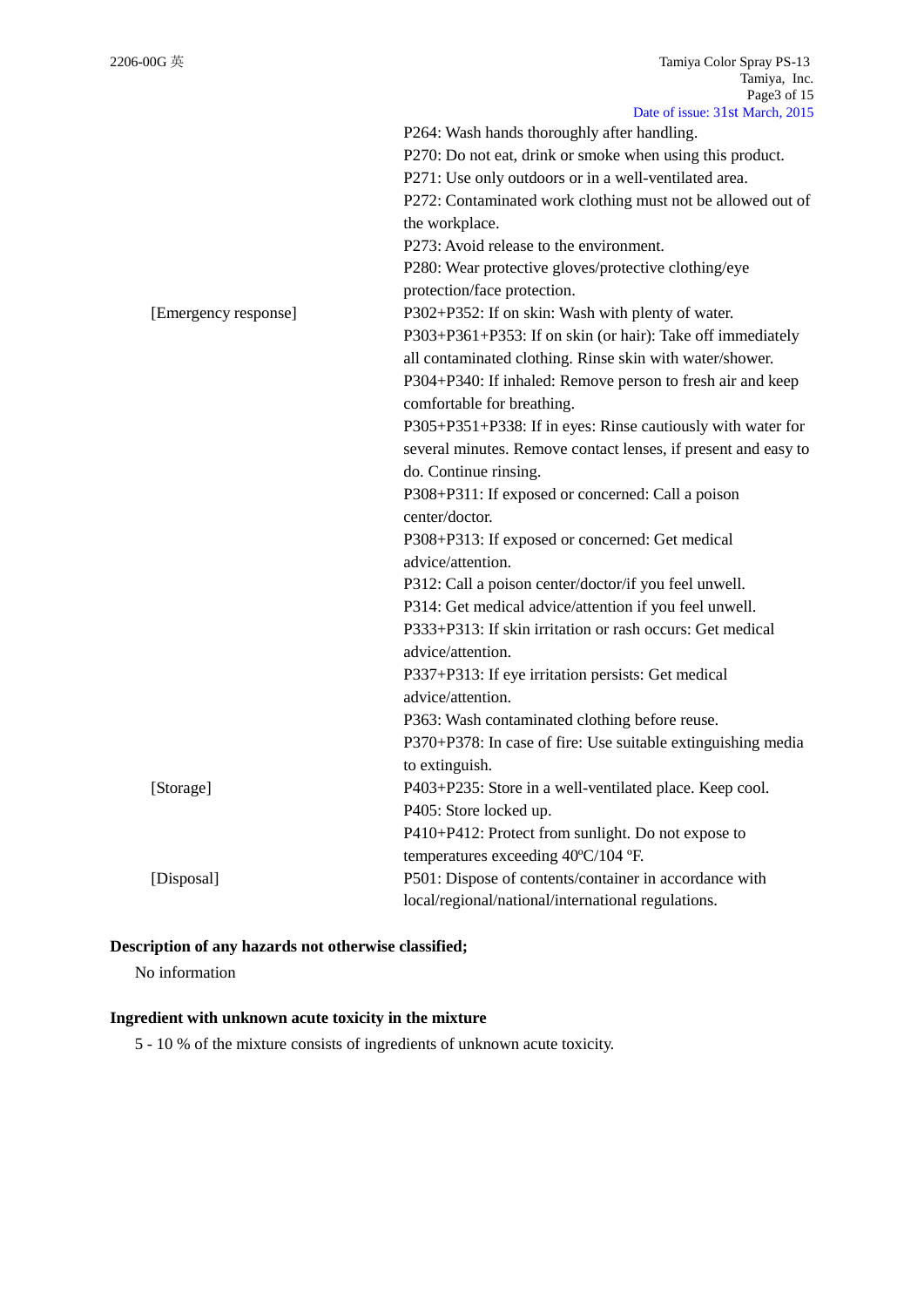| | |
|---|---|
| | P264: Wash hands thoroughly after handling. |
| | P270: Do not eat, drink or smoke when using this product. |
| | P271: Use only outdoors or in a well-ventilated area. |
| | P272: Contaminated work clothing must not be allowed out of the workplace. |
| | P273: Avoid release to the environment. |
| | P280: Wear protective gloves/protective clothing/eye protection/face protection. |
| [Emergency response] | P302+P352: If on skin: Wash with plenty of water. |
| | P303+P361+P353: If on skin (or hair): Take off immediately all contaminated clothing. Rinse skin with water/shower. |
| | P304+P340: If inhaled: Remove person to fresh air and keep comfortable for breathing. |
| | P305+P351+P338: If in eyes: Rinse cautiously with water for several minutes. Remove contact lenses, if present and easy to do. Continue rinsing. |
| | P308+P311: If exposed or concerned: Call a poison center/doctor. |
| | P308+P313: If exposed or concerned: Get medical advice/attention. |
| | P312: Call a poison center/doctor/if you feel unwell. |
| | P314: Get medical advice/attention if you feel unwell. |
| | P333+P313: If skin irritation or rash occurs: Get medical advice/attention. |
| | P337+P313: If eye irritation persists: Get medical advice/attention. |
| | P363: Wash contaminated clothing before reuse. |
| | P370+P378: In case of fire: Use suitable extinguishing media to extinguish. |
| [Storage] | P403+P235: Store in a well-ventilated place. Keep cool. |
| | P405: Store locked up. |
| | P410+P412: Protect from sunlight. Do not expose to temperatures exceeding 40ºC/104 ºF. |
| [Disposal] | P501: Dispose of contents/container in accordance with local/regional/national/international regulations. |

**Description of any hazards not otherwise classified;**

No information

**Ingredient with unknown acute toxicity in the mixture**

5 - 10 % of the mixture consists of ingredients of unknown acute toxicity.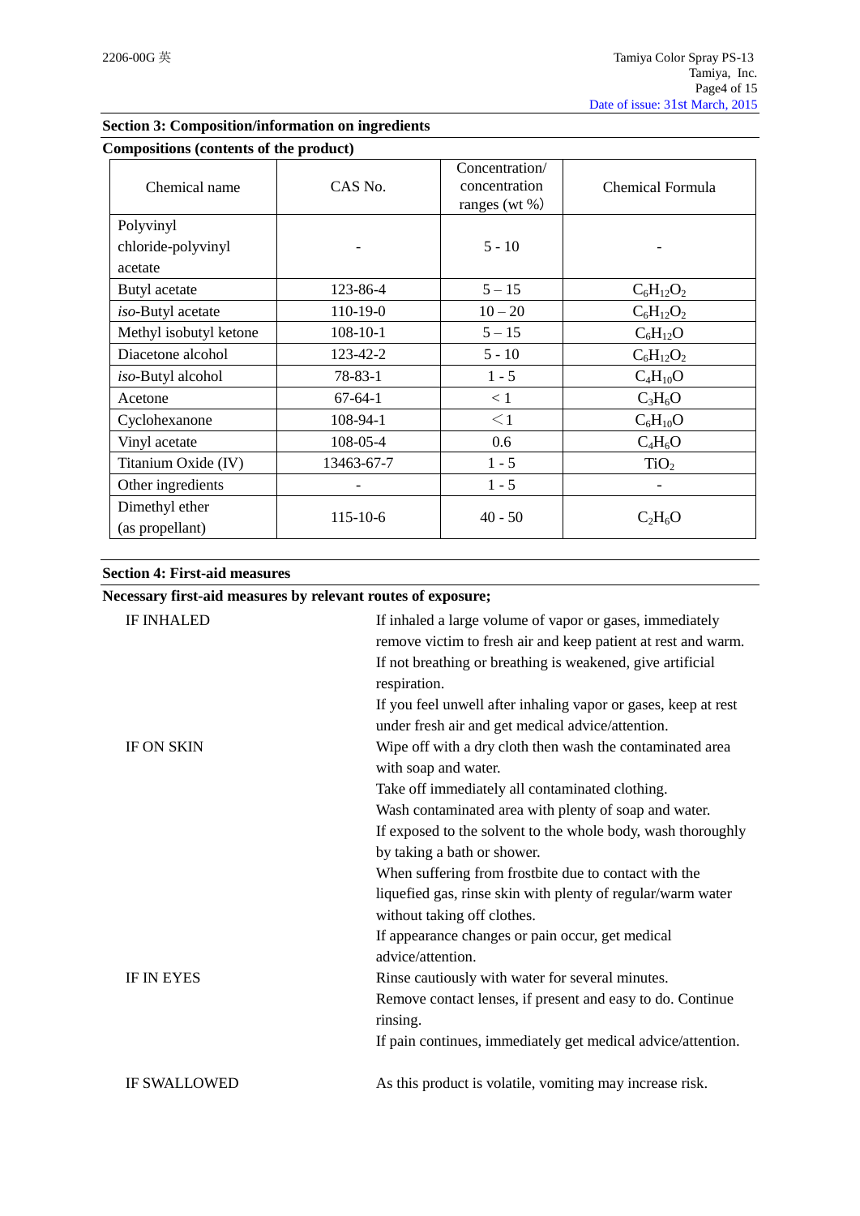## Section 3: Composition/information on ingredients

**Compositions (contents of the product)**

| Chemical name | CAS No. | Concentration/ concentration ranges (wt %) | Chemical Formula |
|---|---|---|---|
| Polyvinyl chloride-polyvinyl acetate | - | 5 - 10 | - |
| Butyl acetate | 123-86-4 | 5 – 15 | $C_6H_{12}O_2$ |
| *iso*-Butyl acetate | 110-19-0 | 10 – 20 | $C_6H_{12}O_2$ |
| Methyl isobutyl ketone | 108-10-1 | 5 – 15 | $C_6H_{12}O$ |
| Diacetone alcohol | 123-42-2 | 5 - 10 | $C_6H_{12}O_2$ |
| *iso*-Butyl alcohol | 78-83-1 | 1 - 5 | $C_4H_{10}O$ |
| Acetone | 67-64-1 | < 1 | $C_3H_6O$ |
| Cyclohexanone | 108-94-1 | ＜1 | $C_6H_{10}O$ |
| Vinyl acetate | 108-05-4 | 0.6 | $C_4H_6O$ |
| Titanium Oxide (IV) | 13463-67-7 | 1 - 5 | $TiO_2$ |
| Other ingredients | - | 1 - 5 | - |
| Dimethyl ether (as propellant) | 115-10-6 | 40 - 50 | $C_2H_6O$ |

## Section 4: First-aid measures

**Necessary first-aid measures by relevant routes of exposure;**

IF INHALED

If inhaled a large volume of vapor or gases, immediately remove victim to fresh air and keep patient at rest and warm.
If not breathing or breathing is weakened, give artificial respiration.
If you feel unwell after inhaling vapor or gases, keep at rest under fresh air and get medical advice/attention.

IF ON SKIN

Wipe off with a dry cloth then wash the contaminated area with soap and water.
Take off immediately all contaminated clothing.
Wash contaminated area with plenty of soap and water.
If exposed to the solvent to the whole body, wash thoroughly by taking a bath or shower.
When suffering from frostbite due to contact with the liquefied gas, rinse skin with plenty of regular/warm water without taking off clothes.
If appearance changes or pain occur, get medical advice/attention.

IF IN EYES

Rinse cautiously with water for several minutes.
Remove contact lenses, if present and easy to do. Continue rinsing.
If pain continues, immediately get medical advice/attention.

IF SWALLOWED

As this product is volatile, vomiting may increase risk.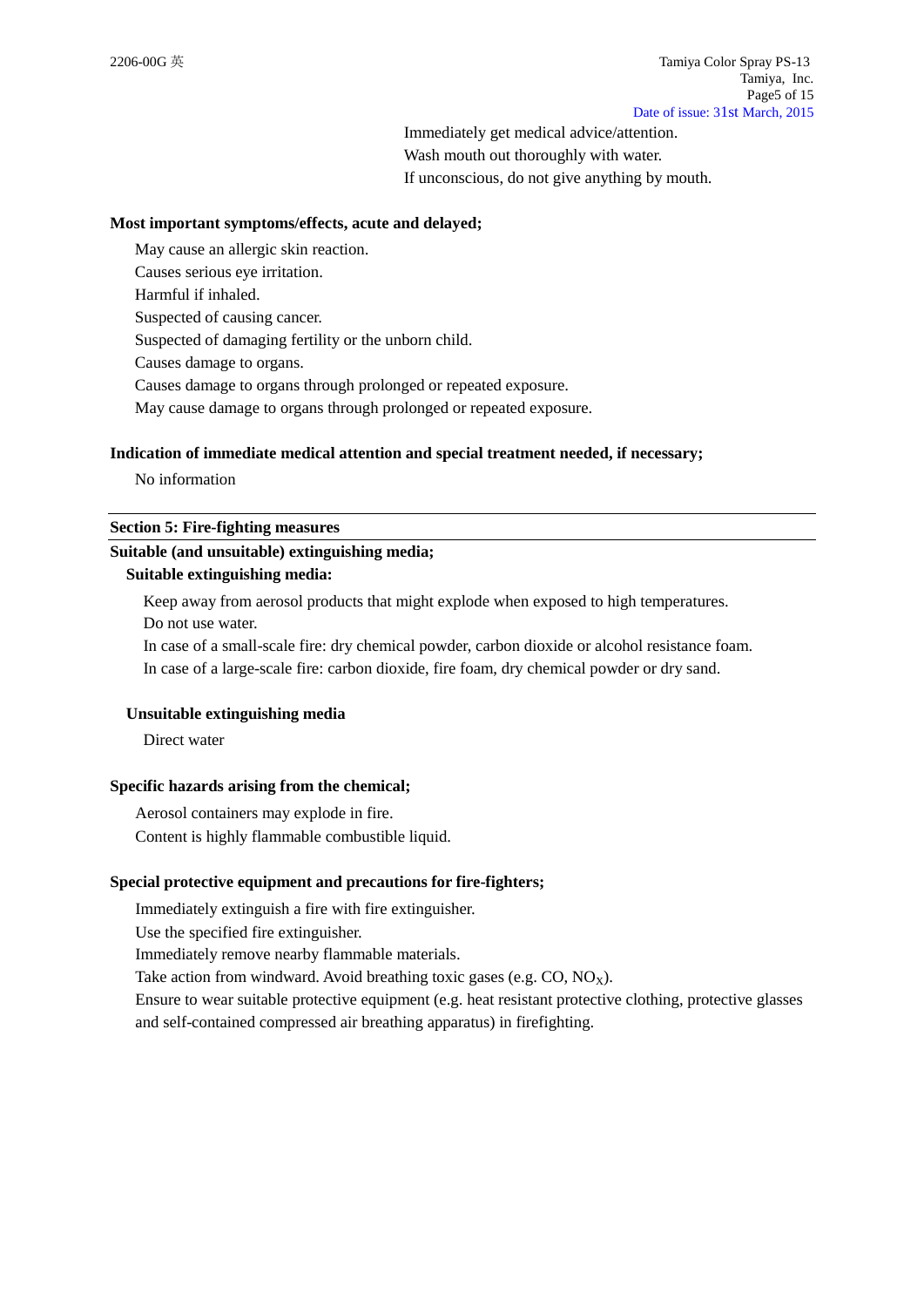Immediately get medical advice/attention.
Wash mouth out thoroughly with water.
If unconscious, do not give anything by mouth.

**Most important symptoms/effects, acute and delayed;**

May cause an allergic skin reaction.
Causes serious eye irritation.
Harmful if inhaled.
Suspected of causing cancer.
Suspected of damaging fertility or the unborn child.
Causes damage to organs.
Causes damage to organs through prolonged or repeated exposure.
May cause damage to organs through prolonged or repeated exposure.

**Indication of immediate medical attention and special treatment needed, if necessary;**

No information

## Section 5: Fire-fighting measures

**Suitable (and unsuitable) extinguishing media;**

**Suitable extinguishing media:**

Keep away from aerosol products that might explode when exposed to high temperatures.
Do not use water.
In case of a small-scale fire: dry chemical powder, carbon dioxide or alcohol resistance foam.
In case of a large-scale fire: carbon dioxide, fire foam, dry chemical powder or dry sand.

**Unsuitable extinguishing media**

Direct water

**Specific hazards arising from the chemical;**

Aerosol containers may explode in fire.
Content is highly flammable combustible liquid.

**Special protective equipment and precautions for fire-fighters;**

Immediately extinguish a fire with fire extinguisher.
Use the specified fire extinguisher.
Immediately remove nearby flammable materials.
Take action from windward. Avoid breathing toxic gases (e.g. CO, $NO_X$).
Ensure to wear suitable protective equipment (e.g. heat resistant protective clothing, protective glasses and self-contained compressed air breathing apparatus) in firefighting.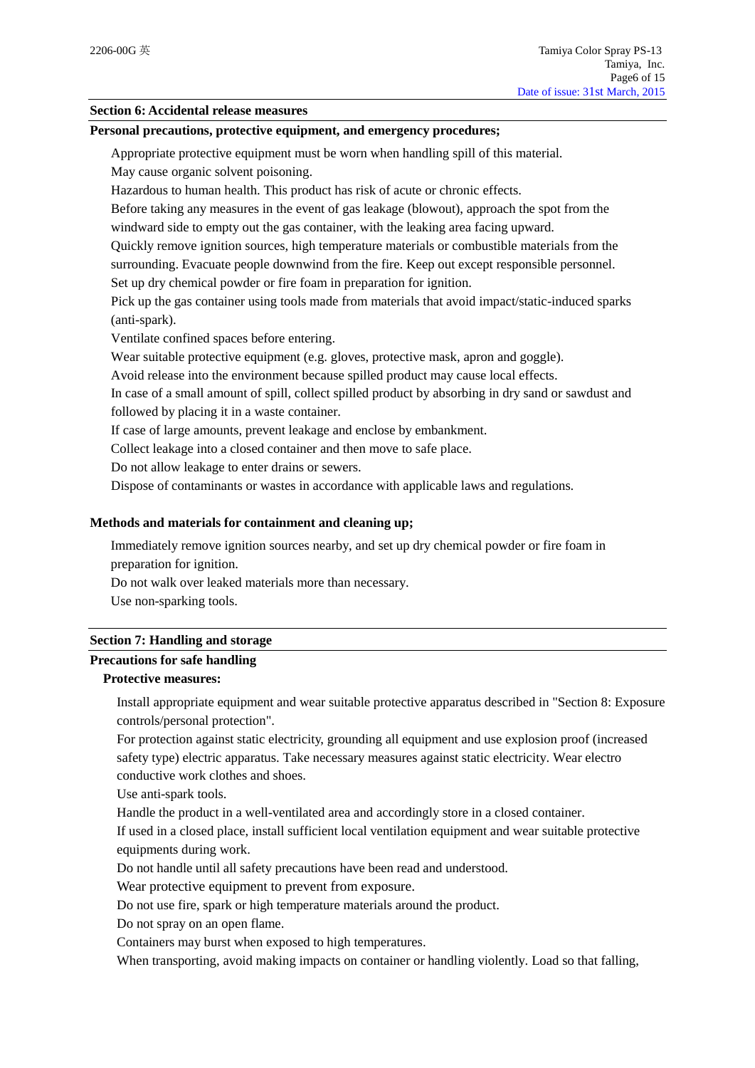## Section 6: Accidental release measures

### Personal precautions, protective equipment, and emergency procedures;

Appropriate protective equipment must be worn when handling spill of this material.
May cause organic solvent poisoning.
Hazardous to human health. This product has risk of acute or chronic effects.
Before taking any measures in the event of gas leakage (blowout), approach the spot from the windward side to empty out the gas container, with the leaking area facing upward.
Quickly remove ignition sources, high temperature materials or combustible materials from the surrounding. Evacuate people downwind from the fire. Keep out except responsible personnel.
Set up dry chemical powder or fire foam in preparation for ignition.
Pick up the gas container using tools made from materials that avoid impact/static-induced sparks (anti-spark).
Ventilate confined spaces before entering.
Wear suitable protective equipment (e.g. gloves, protective mask, apron and goggle).
Avoid release into the environment because spilled product may cause local effects.
In case of a small amount of spill, collect spilled product by absorbing in dry sand or sawdust and followed by placing it in a waste container.
If case of large amounts, prevent leakage and enclose by embankment.
Collect leakage into a closed container and then move to safe place.
Do not allow leakage to enter drains or sewers.
Dispose of contaminants or wastes in accordance with applicable laws and regulations.

### Methods and materials for containment and cleaning up;

Immediately remove ignition sources nearby, and set up dry chemical powder or fire foam in preparation for ignition.
Do not walk over leaked materials more than necessary.
Use non-sparking tools.

## Section 7: Handling and storage

### Precautions for safe handling

#### Protective measures:

Install appropriate equipment and wear suitable protective apparatus described in "Section 8: Exposure controls/personal protection".
For protection against static electricity, grounding all equipment and use explosion proof (increased safety type) electric apparatus. Take necessary measures against static electricity. Wear electro conductive work clothes and shoes.
Use anti-spark tools.
Handle the product in a well-ventilated area and accordingly store in a closed container.
If used in a closed place, install sufficient local ventilation equipment and wear suitable protective equipments during work.
Do not handle until all safety precautions have been read and understood.
Wear protective equipment to prevent from exposure.
Do not use fire, spark or high temperature materials around the product.
Do not spray on an open flame.
Containers may burst when exposed to high temperatures.
When transporting, avoid making impacts on container or handling violently. Load so that falling,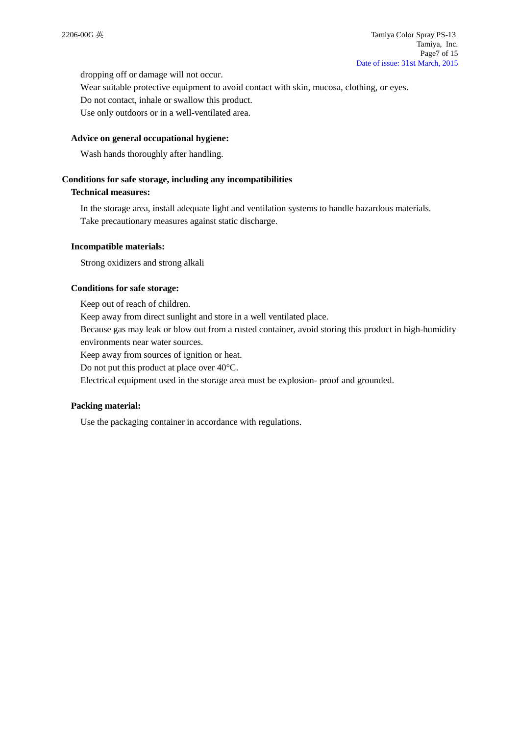dropping off or damage will not occur.

Wear suitable protective equipment to avoid contact with skin, mucosa, clothing, or eyes.

Do not contact, inhale or swallow this product.

Use only outdoors or in a well-ventilated area.

**Advice on general occupational hygiene:**

Wash hands thoroughly after handling.

## Conditions for safe storage, including any incompatibilities

**Technical measures:**

In the storage area, install adequate light and ventilation systems to handle hazardous materials.

Take precautionary measures against static discharge.

**Incompatible materials:**

Strong oxidizers and strong alkali

**Conditions for safe storage:**

Keep out of reach of children.

Keep away from direct sunlight and store in a well ventilated place.

Because gas may leak or blow out from a rusted container, avoid storing this product in high-humidity environments near water sources.

Keep away from sources of ignition or heat.

Do not put this product at place over 40°C.

Electrical equipment used in the storage area must be explosion- proof and grounded.

**Packing material:**

Use the packaging container in accordance with regulations.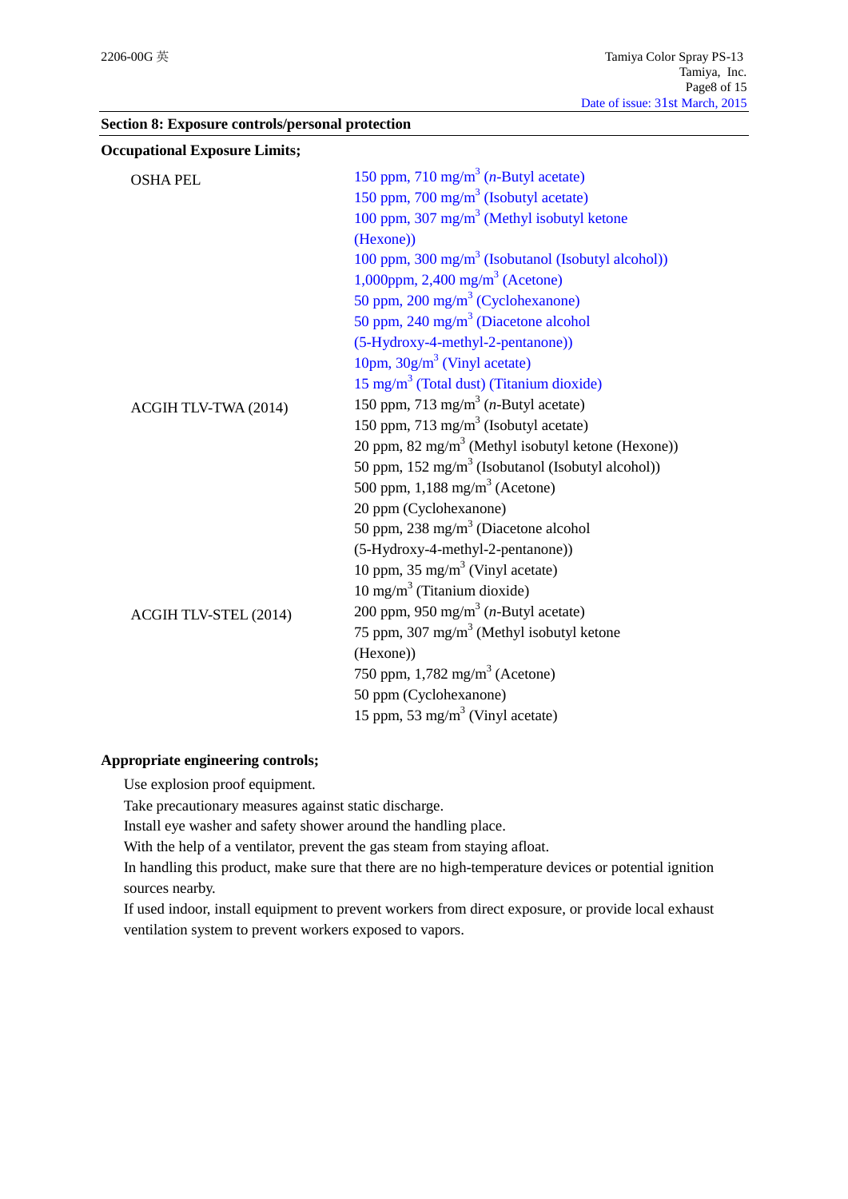**Section 8: Exposure controls/personal protection**

**Occupational Exposure Limits;**

| | |
|---|---|
| OSHA PEL | 150 ppm, 710 mg/m$^3$ (*n*-Butyl acetate) |
| | 150 ppm, 700 mg/m$^3$ (Isobutyl acetate) |
| | 100 ppm, 307 mg/m$^3$ (Methyl isobutyl ketone (Hexone)) |
| | 100 ppm, 300 mg/m$^3$ (Isobutanol (Isobutyl alcohol)) |
| | 1,000ppm, 2,400 mg/m$^3$ (Acetone) |
| | 50 ppm, 200 mg/m$^3$ (Cyclohexanone) |
| | 50 ppm, 240 mg/m$^3$ (Diacetone alcohol (5-Hydroxy-4-methyl-2-pentanone)) |
| | 10pm, 30g/m$^3$ (Vinyl acetate) |
| | 15 mg/m$^3$ (Total dust) (Titanium dioxide) |
| ACGIH TLV-TWA (2014) | 150 ppm, 713 mg/m$^3$ (*n*-Butyl acetate) |
| | 150 ppm, 713 mg/m$^3$ (Isobutyl acetate) |
| | 20 ppm, 82 mg/m$^3$ (Methyl isobutyl ketone (Hexone)) |
| | 50 ppm, 152 mg/m$^3$ (Isobutanol (Isobutyl alcohol)) |
| | 500 ppm, 1,188 mg/m$^3$ (Acetone) |
| | 20 ppm (Cyclohexanone) |
| | 50 ppm, 238 mg/m$^3$ (Diacetone alcohol (5-Hydroxy-4-methyl-2-pentanone)) |
| | 10 ppm, 35 mg/m$^3$ (Vinyl acetate) |
| | 10 mg/m$^3$ (Titanium dioxide) |
| ACGIH TLV-STEL (2014) | 200 ppm, 950 mg/m$^3$ (*n*-Butyl acetate) |
| | 75 ppm, 307 mg/m$^3$ (Methyl isobutyl ketone (Hexone)) |
| | 750 ppm, 1,782 mg/m$^3$ (Acetone) |
| | 50 ppm (Cyclohexanone) |
| | 15 ppm, 53 mg/m$^3$ (Vinyl acetate) |

**Appropriate engineering controls;**

Use explosion proof equipment.

Take precautionary measures against static discharge.

Install eye washer and safety shower around the handling place.

With the help of a ventilator, prevent the gas steam from staying afloat.

In handling this product, make sure that there are no high-temperature devices or potential ignition sources nearby.

If used indoor, install equipment to prevent workers from direct exposure, or provide local exhaust ventilation system to prevent workers exposed to vapors.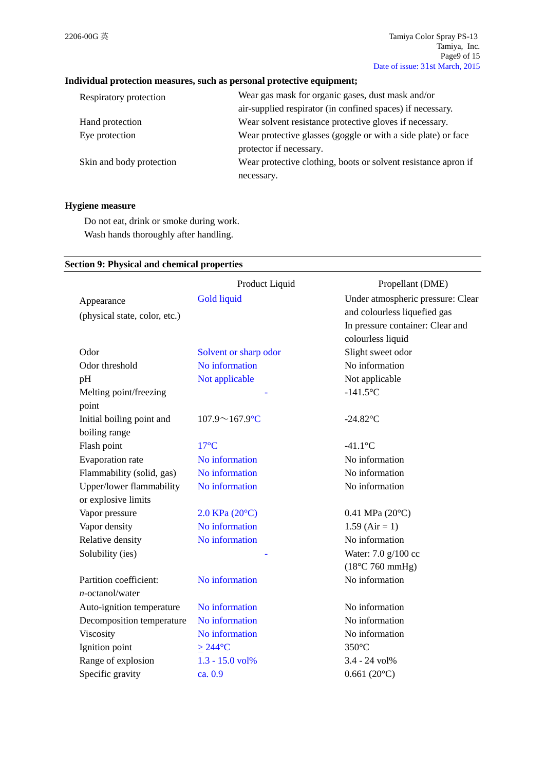**Individual protection measures, such as personal protective equipment;**

| | |
|---|---|
| Respiratory protection | Wear gas mask for organic gases, dust mask and/or air-supplied respirator (in confined spaces) if necessary. |
| Hand protection | Wear solvent resistance protective gloves if necessary. |
| Eye protection | Wear protective glasses (goggle or with a side plate) or face protector if necessary. |
| Skin and body protection | Wear protective clothing, boots or solvent resistance apron if necessary. |

**Hygiene measure**

Do not eat, drink or smoke during work.
Wash hands thoroughly after handling.

## Section 9: Physical and chemical properties

| | Product Liquid | Propellant (DME) |
|---|---|---|
| Appearance (physical state, color, etc.) | Gold liquid | Under atmospheric pressure: Clear and colourless liquefied gas<br>In pressure container: Clear and colourless liquid |
| Odor | Solvent or sharp odor | Slight sweet odor |
| Odor threshold | No information | No information |
| pH | Not applicable | Not applicable |
| Melting point/freezing point | - | -141.5°C |
| Initial boiling point and boiling range | 107.9～167.9°C | -24.82°C |
| Flash point | 17°C | -41.1°C |
| Evaporation rate | No information | No information |
| Flammability (solid, gas) | No information | No information |
| Upper/lower flammability or explosive limits | No information | No information |
| Vapor pressure | 2.0 KPa (20°C) | 0.41 MPa (20°C) |
| Vapor density | No information | 1.59 (Air = 1) |
| Relative density | No information | No information |
| Solubility (ies) | - | Water: 7.0 g/100 cc (18°C 760 mmHg) |
| Partition coefficient: *n*-octanol/water | No information | No information |
| Auto-ignition temperature | No information | No information |
| Decomposition temperature | No information | No information |
| Viscosity | No information | No information |
| Ignition point | ≥ 244°C | 350°C |
| Range of explosion | 1.3 - 15.0 vol% | 3.4 - 24 vol% |
| Specific gravity | ca. 0.9 | 0.661 (20°C) |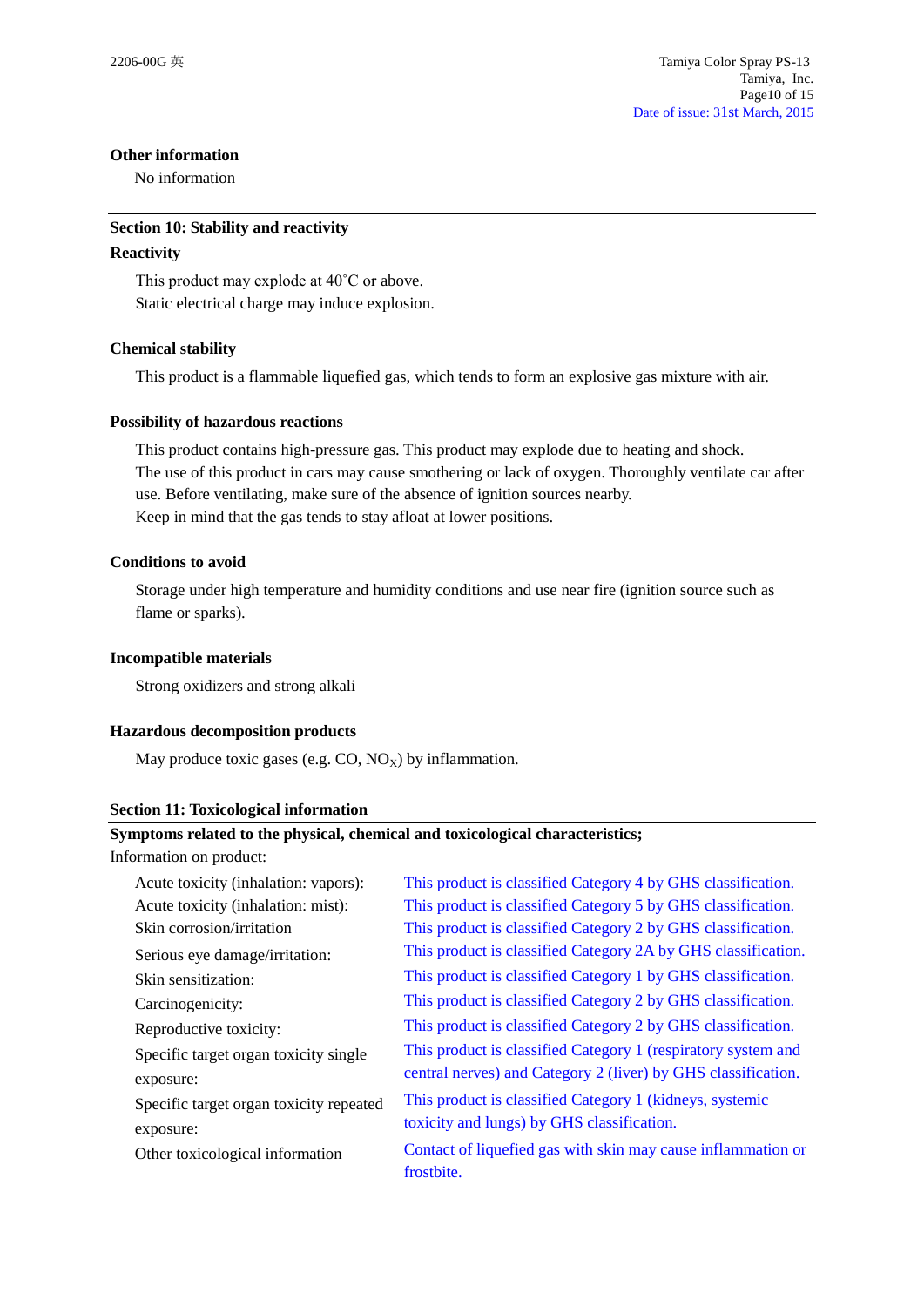**Other information**

No information

## Section 10: Stability and reactivity

**Reactivity**

This product may explode at 40˚C or above.
Static electrical charge may induce explosion.

**Chemical stability**

This product is a flammable liquefied gas, which tends to form an explosive gas mixture with air.

**Possibility of hazardous reactions**

This product contains high-pressure gas. This product may explode due to heating and shock.
The use of this product in cars may cause smothering or lack of oxygen. Thoroughly ventilate car after use. Before ventilating, make sure of the absence of ignition sources nearby.
Keep in mind that the gas tends to stay afloat at lower positions.

**Conditions to avoid**

Storage under high temperature and humidity conditions and use near fire (ignition source such as flame or sparks).

**Incompatible materials**

Strong oxidizers and strong alkali

**Hazardous decomposition products**

May produce toxic gases (e.g. CO, $NO_X$) by inflammation.

## Section 11: Toxicological information

**Symptoms related to the physical, chemical and toxicological characteristics;**

Information on product:

| | |
|---|---|
| Acute toxicity (inhalation: vapors): | This product is classified Category 4 by GHS classification. |
| Acute toxicity (inhalation: mist): | This product is classified Category 5 by GHS classification. |
| Skin corrosion/irritation | This product is classified Category 2 by GHS classification. |
| Serious eye damage/irritation: | This product is classified Category 2A by GHS classification. |
| Skin sensitization: | This product is classified Category 1 by GHS classification. |
| Carcinogenicity: | This product is classified Category 2 by GHS classification. |
| Reproductive toxicity: | This product is classified Category 2 by GHS classification. |
| Specific target organ toxicity single exposure: | This product is classified Category 1 (respiratory system and central nerves) and Category 2 (liver) by GHS classification. |
| Specific target organ toxicity repeated exposure: | This product is classified Category 1 (kidneys, systemic toxicity and lungs) by GHS classification. |
| Other toxicological information | Contact of liquefied gas with skin may cause inflammation or frostbite. |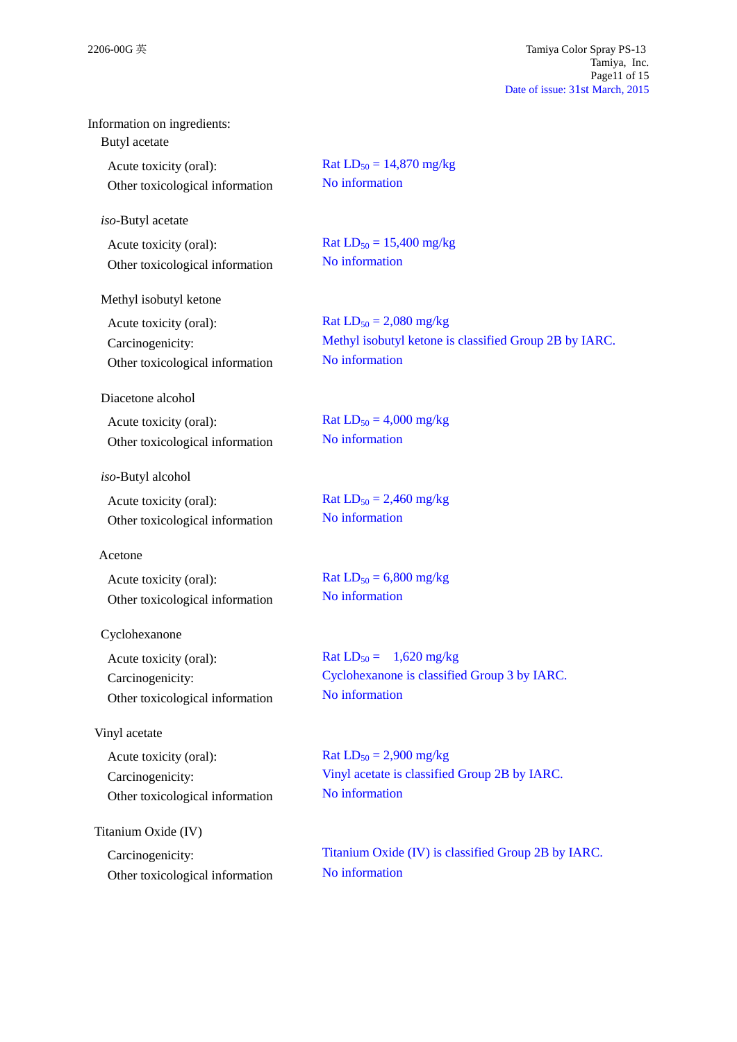Information on ingredients:

Butyl acetate

| | |
|---|---|
| Acute toxicity (oral): | Rat $LD_{50}$ = 14,870 mg/kg |
| Other toxicological information | No information |

*iso*-Butyl acetate

| | |
|---|---|
| Acute toxicity (oral): | Rat $LD_{50}$ = 15,400 mg/kg |
| Other toxicological information | No information |

Methyl isobutyl ketone

| | |
|---|---|
| Acute toxicity (oral): | Rat $LD_{50}$ = 2,080 mg/kg |
| Carcinogenicity: | Methyl isobutyl ketone is classified Group 2B by IARC. |
| Other toxicological information | No information |

Diacetone alcohol

| | |
|---|---|
| Acute toxicity (oral): | Rat $LD_{50}$ = 4,000 mg/kg |
| Other toxicological information | No information |

*iso*-Butyl alcohol

| | |
|---|---|
| Acute toxicity (oral): | Rat $LD_{50}$ = 2,460 mg/kg |
| Other toxicological information | No information |

Acetone

| | |
|---|---|
| Acute toxicity (oral): | Rat $LD_{50}$ = 6,800 mg/kg |
| Other toxicological information | No information |

Cyclohexanone

| | |
|---|---|
| Acute toxicity (oral): | Rat $LD_{50}$ = 1,620 mg/kg |
| Carcinogenicity: | Cyclohexanone is classified Group 3 by IARC. |
| Other toxicological information | No information |

Vinyl acetate

| | |
|---|---|
| Acute toxicity (oral): | Rat $LD_{50}$ = 2,900 mg/kg |
| Carcinogenicity: | Vinyl acetate is classified Group 2B by IARC. |
| Other toxicological information | No information |

Titanium Oxide (IV)

| | |
|---|---|
| Carcinogenicity: | Titanium Oxide (IV) is classified Group 2B by IARC. |
| Other toxicological information | No information |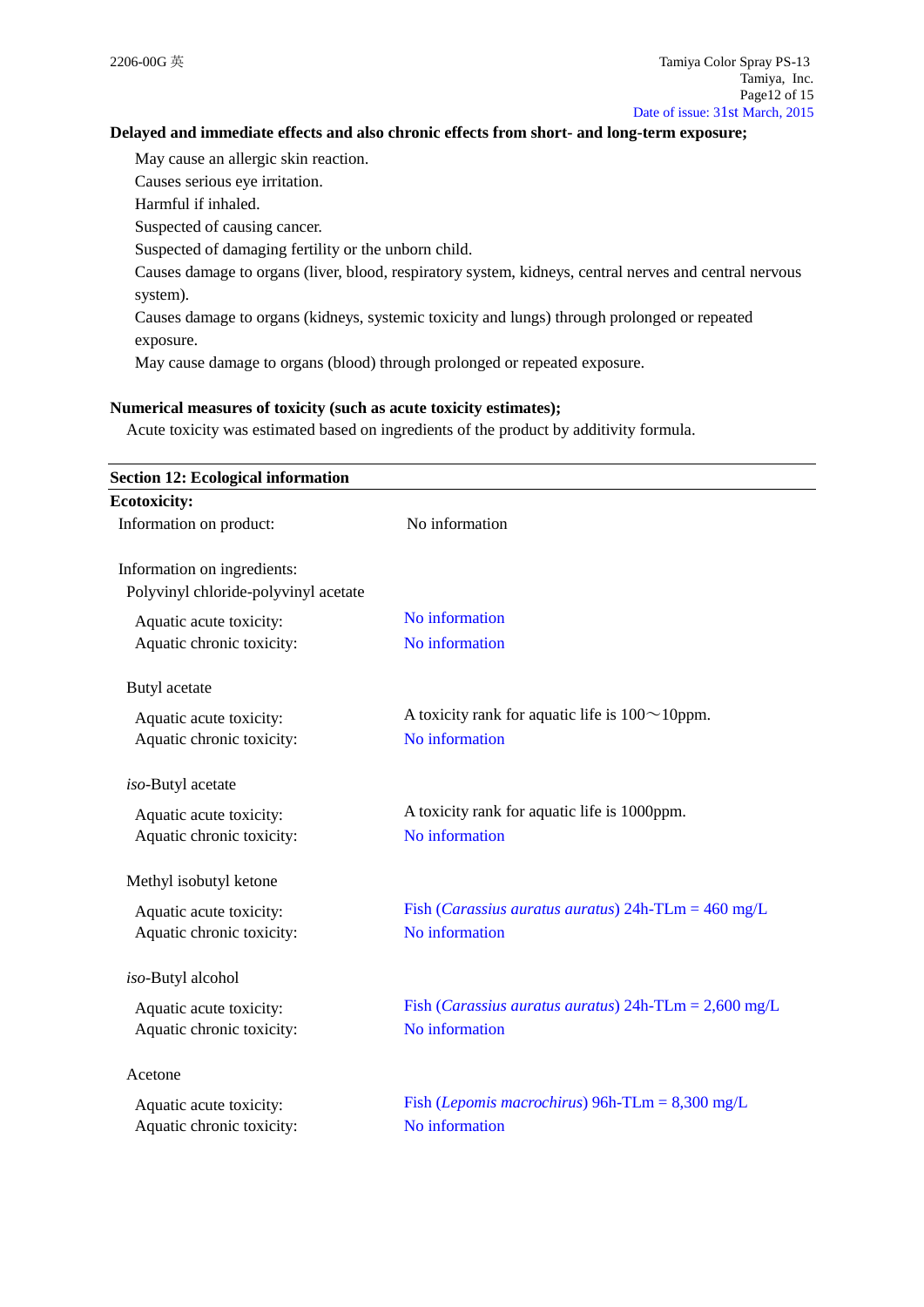**Delayed and immediate effects and also chronic effects from short- and long-term exposure;**

May cause an allergic skin reaction.
Causes serious eye irritation.
Harmful if inhaled.
Suspected of causing cancer.
Suspected of damaging fertility or the unborn child.
Causes damage to organs (liver, blood, respiratory system, kidneys, central nerves and central nervous system).
Causes damage to organs (kidneys, systemic toxicity and lungs) through prolonged or repeated exposure.
May cause damage to organs (blood) through prolonged or repeated exposure.

**Numerical measures of toxicity (such as acute toxicity estimates);**

Acute toxicity was estimated based on ingredients of the product by additivity formula.

## Section 12: Ecological information

**Ecotoxicity:**

Information on product: No information

Information on ingredients:

Polyvinyl chloride-polyvinyl acetate

| | |
|---|---|
| Aquatic acute toxicity: | No information |
| Aquatic chronic toxicity: | No information |

Butyl acetate

| | |
|---|---|
| Aquatic acute toxicity: | A toxicity rank for aquatic life is 100～10ppm. |
| Aquatic chronic toxicity: | No information |

*iso*-Butyl acetate

| | |
|---|---|
| Aquatic acute toxicity: | A toxicity rank for aquatic life is 1000ppm. |
| Aquatic chronic toxicity: | No information |

Methyl isobutyl ketone

| | |
|---|---|
| Aquatic acute toxicity: | Fish (*Carassius auratus auratus*) 24h-TLm = 460 mg/L |
| Aquatic chronic toxicity: | No information |

*iso*-Butyl alcohol

| | |
|---|---|
| Aquatic acute toxicity: | Fish (*Carassius auratus auratus*) 24h-TLm = 2,600 mg/L |
| Aquatic chronic toxicity: | No information |

Acetone

| | |
|---|---|
| Aquatic acute toxicity: | Fish (*Lepomis macrochirus*) 96h-TLm = 8,300 mg/L |
| Aquatic chronic toxicity: | No information |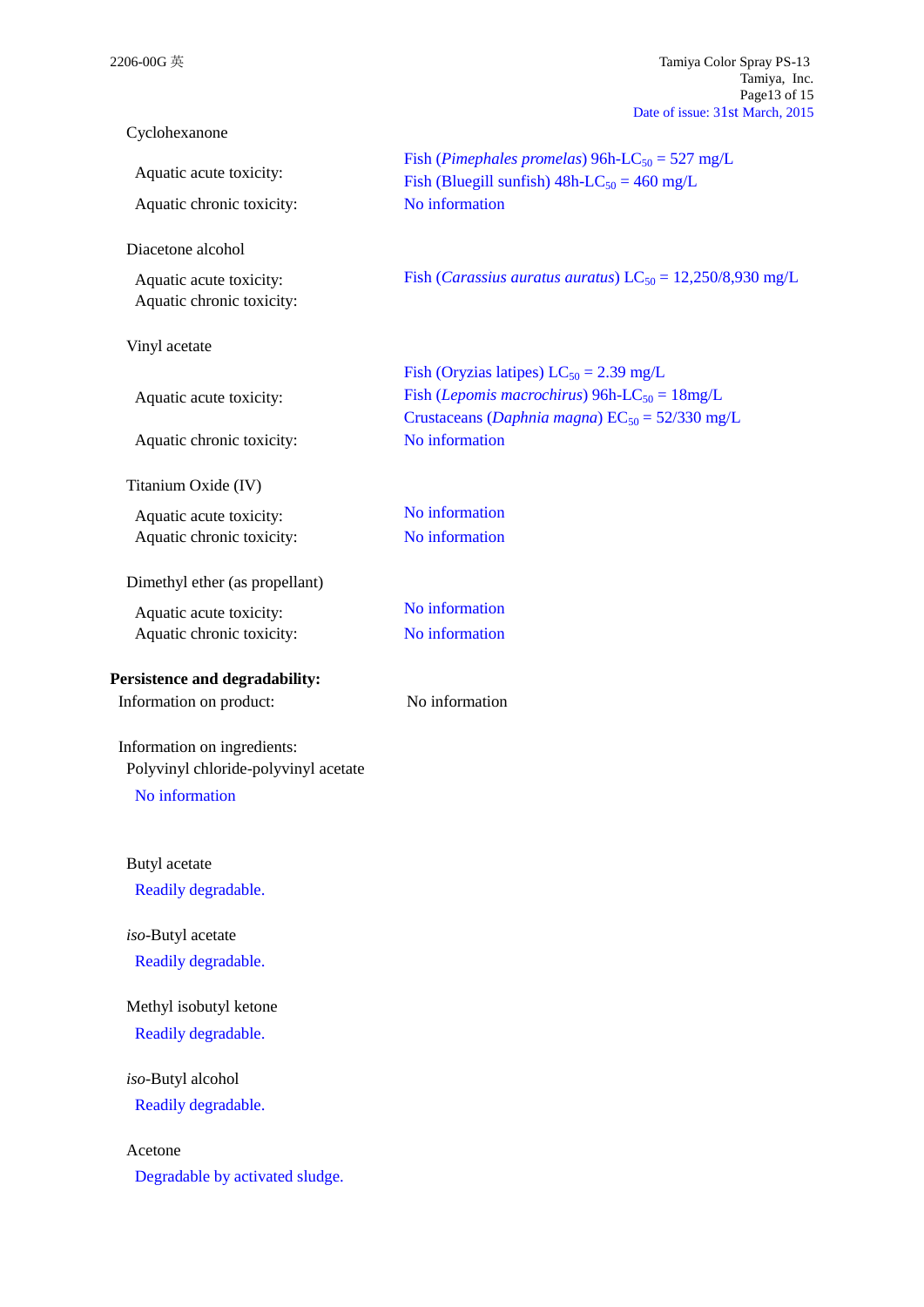Cyclohexanone

| | |
|---|---|
| Aquatic acute toxicity: | Fish (*Pimephales promelas*) 96h-$LC_{50}$ = 527 mg/L<br>Fish (Bluegill sunfish) 48h-$LC_{50}$ = 460 mg/L |
| Aquatic chronic toxicity: | No information |

Diacetone alcohol

| | |
|---|---|
| Aquatic acute toxicity: | Fish (*Carassius auratus auratus*) $LC_{50}$ = 12,250/8,930 mg/L |
| Aquatic chronic toxicity: | |

Vinyl acetate

| | |
|---|---|
| Aquatic acute toxicity: | Fish (Oryzias latipes) $LC_{50}$ = 2.39 mg/L<br>Fish (*Lepomis macrochirus*) 96h-$LC_{50}$ = 18mg/L<br>Crustaceans (*Daphnia magna*) $EC_{50}$ = 52/330 mg/L |
| Aquatic chronic toxicity: | No information |

Titanium Oxide (IV)

| | |
|---|---|
| Aquatic acute toxicity: | No information |
| Aquatic chronic toxicity: | No information |

Dimethyl ether (as propellant)

| | |
|---|---|
| Aquatic acute toxicity: | No information |
| Aquatic chronic toxicity: | No information |

**Persistence and degradability:**

Information on product: No information

Information on ingredients:

Polyvinyl chloride-polyvinyl acetate

No information

Butyl acetate

Readily degradable.

*iso*-Butyl acetate

Readily degradable.

Methyl isobutyl ketone

Readily degradable.

*iso*-Butyl alcohol

Readily degradable.

Acetone

Degradable by activated sludge.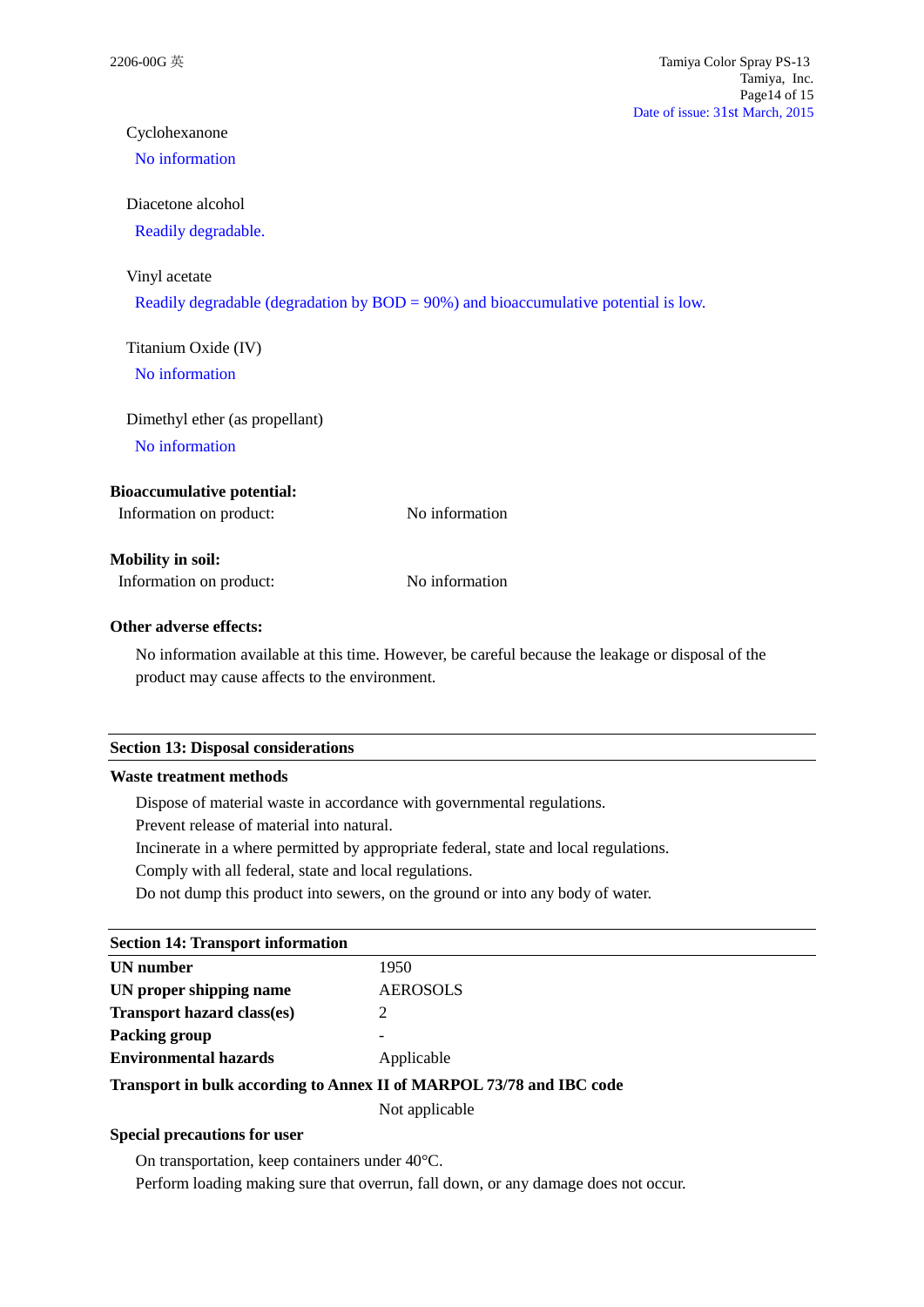Cyclohexanone

No information

Diacetone alcohol

Readily degradable.

Vinyl acetate

Readily degradable (degradation by BOD = 90%) and bioaccumulative potential is low.

Titanium Oxide (IV)

No information

Dimethyl ether (as propellant)

No information

**Bioaccumulative potential:**

Information on product: No information

**Mobility in soil:**

Information on product: No information

**Other adverse effects:**

No information available at this time. However, be careful because the leakage or disposal of the product may cause affects to the environment.

## Section 13: Disposal considerations

**Waste treatment methods**

Dispose of material waste in accordance with governmental regulations.
Prevent release of material into natural.
Incinerate in a where permitted by appropriate federal, state and local regulations.
Comply with all federal, state and local regulations.
Do not dump this product into sewers, on the ground or into any body of water.

## Section 14: Transport information

| | |
|---|---|
| **UN number** | 1950 |
| **UN proper shipping name** | AEROSOLS |
| **Transport hazard class(es)** | 2 |
| **Packing group** | - |
| **Environmental hazards** | Applicable |

**Transport in bulk according to Annex II of MARPOL 73/78 and IBC code**

Not applicable

**Special precautions for user**

On transportation, keep containers under 40°C.
Perform loading making sure that overrun, fall down, or any damage does not occur.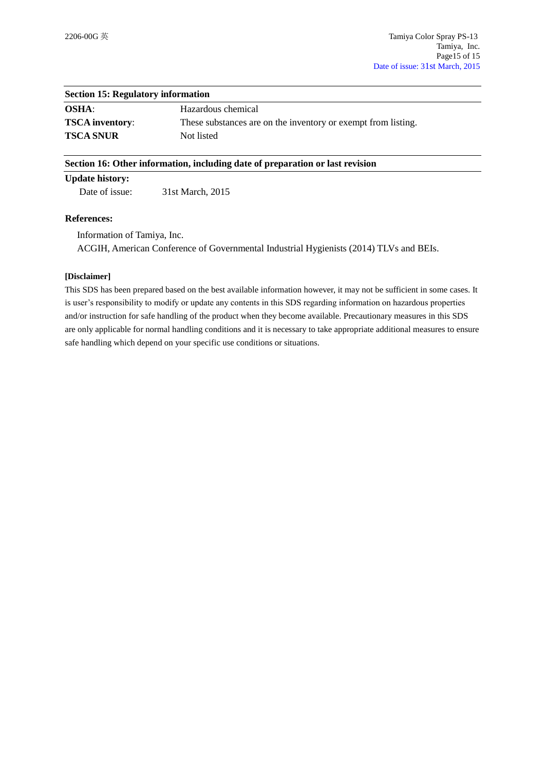## Section 15: Regulatory information

| | |
|---|---|
| **OSHA**: | Hazardous chemical |
| **TSCA inventory**: | These substances are on the inventory or exempt from listing. |
| **TSCA SNUR** | Not listed |

## Section 16: Other information, including date of preparation or last revision

**Update history:**

Date of issue: 31st March, 2015

**References:**

Information of Tamiya, Inc.

ACGIH, American Conference of Governmental Industrial Hygienists (2014) TLVs and BEIs.

**[Disclaimer]**

This SDS has been prepared based on the best available information however, it may not be sufficient in some cases. It is user's responsibility to modify or update any contents in this SDS regarding information on hazardous properties and/or instruction for safe handling of the product when they become available. Precautionary measures in this SDS are only applicable for normal handling conditions and it is necessary to take appropriate additional measures to ensure safe handling which depend on your specific use conditions or situations.